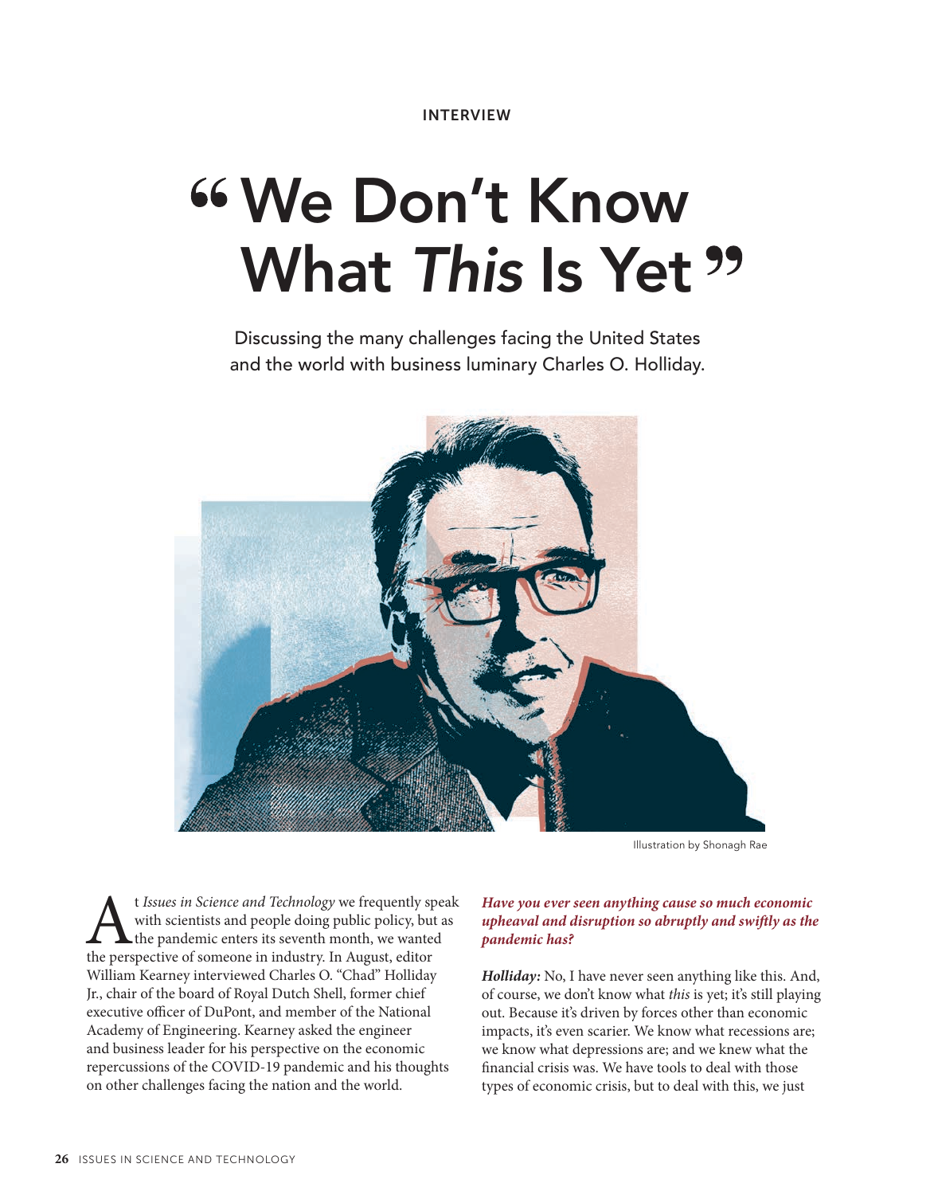INTERVIEW

# "We Don't Know What *This* Is Yet"

Discussing the many challenges facing the United States and the world with business luminary Charles O. Holliday.

Illustration by Shonagh Rae

At *Issues in Science and Technology* we frequently speak with scientists and people doing public policy, but as the pandemic enters its seventh month, we wanted the perspective of someone in industry. In August, editor William Kearney interviewed Charles O. "Chad" Holliday Jr., chair of the board of Royal Dutch Shell, former chief executive officer of DuPont, and member of the National Academy of Engineering. Kearney asked the engineer and business leader for his perspective on the economic repercussions of the COVID-19 pandemic and his thoughts on other challenges facing the nation and the world.

***Have you ever seen anything cause so much economic upheaval and disruption so abruptly and swiftly as the pandemic has?***

***Holliday:*** No, I have never seen anything like this. And, of course, we don't know what *this* is yet; it's still playing out. Because it's driven by forces other than economic impacts, it's even scarier. We know what recessions are; we know what depressions are; and we knew what the financial crisis was. We have tools to deal with those types of economic crisis, but to deal with this, we just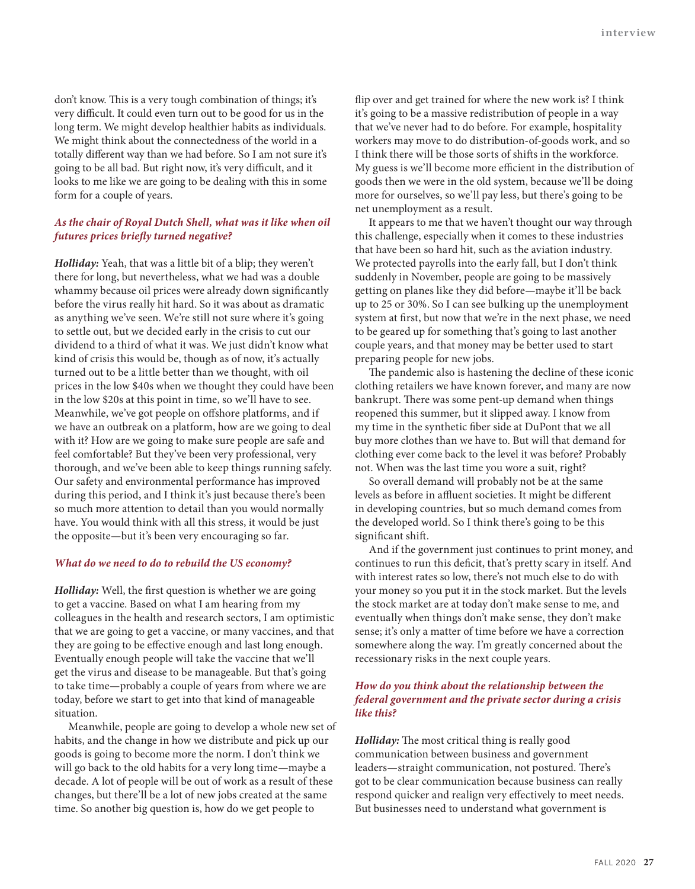don't know. This is a very tough combination of things; it's very difficult. It could even turn out to be good for us in the long term. We might develop healthier habits as individuals. We might think about the connectedness of the world in a totally different way than we had before. So I am not sure it's going to be all bad. But right now, it's very difficult, and it looks to me like we are going to be dealing with this in some form for a couple of years.

***As the chair of Royal Dutch Shell, what was it like when oil futures prices briefly turned negative?***

***Holliday:*** Yeah, that was a little bit of a blip; they weren't there for long, but nevertheless, what we had was a double whammy because oil prices were already down significantly before the virus really hit hard. So it was about as dramatic as anything we've seen. We're still not sure where it's going to settle out, but we decided early in the crisis to cut our dividend to a third of what it was. We just didn't know what kind of crisis this would be, though as of now, it's actually turned out to be a little better than we thought, with oil prices in the low $40s when we thought they could have been in the low $20s at this point in time, so we'll have to see. Meanwhile, we've got people on offshore platforms, and if we have an outbreak on a platform, how are we going to deal with it? How are we going to make sure people are safe and feel comfortable? But they've been very professional, very thorough, and we've been able to keep things running safely. Our safety and environmental performance has improved during this period, and I think it's just because there's been so much more attention to detail than you would normally have. You would think with all this stress, it would be just the opposite—but it's been very encouraging so far.

***What do we need to do to rebuild the US economy?***

***Holliday:*** Well, the first question is whether we are going to get a vaccine. Based on what I am hearing from my colleagues in the health and research sectors, I am optimistic that we are going to get a vaccine, or many vaccines, and that they are going to be effective enough and last long enough. Eventually enough people will take the vaccine that we'll get the virus and disease to be manageable. But that's going to take time—probably a couple of years from where we are today, before we start to get into that kind of manageable situation.

Meanwhile, people are going to develop a whole new set of habits, and the change in how we distribute and pick up our goods is going to become more the norm. I don't think we will go back to the old habits for a very long time—maybe a decade. A lot of people will be out of work as a result of these changes, but there'll be a lot of new jobs created at the same time. So another big question is, how do we get people to flip over and get trained for where the new work is? I think it's going to be a massive redistribution of people in a way that we've never had to do before. For example, hospitality workers may move to do distribution-of-goods work, and so I think there will be those sorts of shifts in the workforce. My guess is we'll become more efficient in the distribution of goods then we were in the old system, because we'll be doing more for ourselves, so we'll pay less, but there's going to be net unemployment as a result.

It appears to me that we haven't thought our way through this challenge, especially when it comes to these industries that have been so hard hit, such as the aviation industry. We protected payrolls into the early fall, but I don't think suddenly in November, people are going to be massively getting on planes like they did before—maybe it'll be back up to 25 or 30%. So I can see bulking up the unemployment system at first, but now that we're in the next phase, we need to be geared up for something that's going to last another couple years, and that money may be better used to start preparing people for new jobs.

The pandemic also is hastening the decline of these iconic clothing retailers we have known forever, and many are now bankrupt. There was some pent-up demand when things reopened this summer, but it slipped away. I know from my time in the synthetic fiber side at DuPont that we all buy more clothes than we have to. But will that demand for clothing ever come back to the level it was before? Probably not. When was the last time you wore a suit, right?

So overall demand will probably not be at the same levels as before in affluent societies. It might be different in developing countries, but so much demand comes from the developed world. So I think there's going to be this significant shift.

And if the government just continues to print money, and continues to run this deficit, that's pretty scary in itself. And with interest rates so low, there's not much else to do with your money so you put it in the stock market. But the levels the stock market are at today don't make sense to me, and eventually when things don't make sense, they don't make sense; it's only a matter of time before we have a correction somewhere along the way. I'm greatly concerned about the recessionary risks in the next couple years.

***How do you think about the relationship between the federal government and the private sector during a crisis like this?***

***Holliday:*** The most critical thing is really good communication between business and government leaders—straight communication, not postured. There's got to be clear communication because business can really respond quicker and realign very effectively to meet needs. But businesses need to understand what government is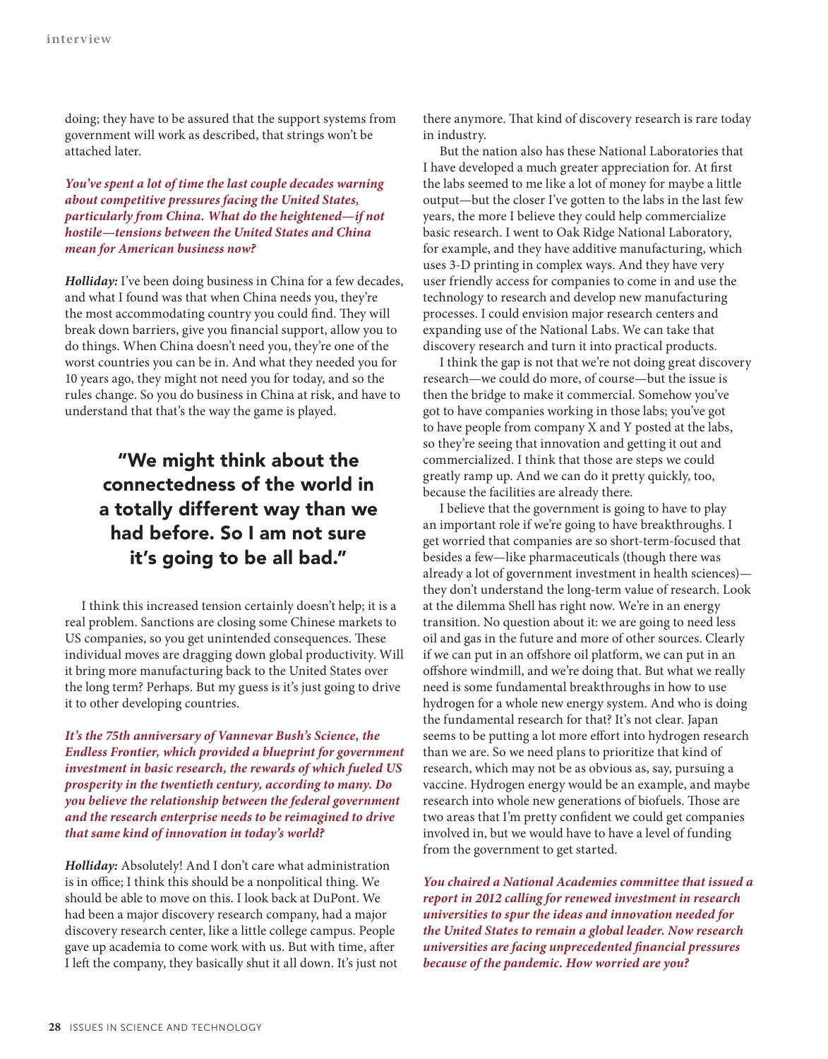doing; they have to be assured that the support systems from government will work as described, that strings won't be attached later.

***You've spent a lot of time the last couple decades warning about competitive pressures facing the United States, particularly from China. What do the heightened—if not hostile—tensions between the United States and China mean for American business now?***

***Holliday:*** I've been doing business in China for a few decades, and what I found was that when China needs you, they're the most accommodating country you could find. They will break down barriers, give you financial support, allow you to do things. When China doesn't need you, they're one of the worst countries you can be in. And what they needed you for 10 years ago, they might not need you for today, and so the rules change. So you do business in China at risk, and have to understand that that's the way the game is played.

> **"We might think about the connectedness of the world in a totally different way than we had before. So I am not sure it's going to be all bad."**

I think this increased tension certainly doesn't help; it is a real problem. Sanctions are closing some Chinese markets to US companies, so you get unintended consequences. These individual moves are dragging down global productivity. Will it bring more manufacturing back to the United States over the long term? Perhaps. But my guess is it's just going to drive it to other developing countries.

***It's the 75th anniversary of Vannevar Bush's Science, the Endless Frontier, which provided a blueprint for government investment in basic research, the rewards of which fueled US prosperity in the twentieth century, according to many. Do you believe the relationship between the federal government and the research enterprise needs to be reimagined to drive that same kind of innovation in today's world?***

***Holliday:*** Absolutely! And I don't care what administration is in office; I think this should be a nonpolitical thing. We should be able to move on this. I look back at DuPont. We had been a major discovery research company, had a major discovery research center, like a little college campus. People gave up academia to come work with us. But with time, after I left the company, they basically shut it all down. It's just not there anymore. That kind of discovery research is rare today in industry.

But the nation also has these National Laboratories that I have developed a much greater appreciation for. At first the labs seemed to me like a lot of money for maybe a little output—but the closer I've gotten to the labs in the last few years, the more I believe they could help commercialize basic research. I went to Oak Ridge National Laboratory, for example, and they have additive manufacturing, which uses 3-D printing in complex ways. And they have very user friendly access for companies to come in and use the technology to research and develop new manufacturing processes. I could envision major research centers and expanding use of the National Labs. We can take that discovery research and turn it into practical products.

I think the gap is not that we're not doing great discovery research—we could do more, of course—but the issue is then the bridge to make it commercial. Somehow you've got to have companies working in those labs; you've got to have people from company X and Y posted at the labs, so they're seeing that innovation and getting it out and commercialized. I think that those are steps we could greatly ramp up. And we can do it pretty quickly, too, because the facilities are already there.

I believe that the government is going to have to play an important role if we're going to have breakthroughs. I get worried that companies are so short-term-focused that besides a few—like pharmaceuticals (though there was already a lot of government investment in health sciences)—they don't understand the long-term value of research. Look at the dilemma Shell has right now. We're in an energy transition. No question about it: we are going to need less oil and gas in the future and more of other sources. Clearly if we can put in an offshore oil platform, we can put in an offshore windmill, and we're doing that. But what we really need is some fundamental breakthroughs in how to use hydrogen for a whole new energy system. And who is doing the fundamental research for that? It's not clear. Japan seems to be putting a lot more effort into hydrogen research than we are. So we need plans to prioritize that kind of research, which may not be as obvious as, say, pursuing a vaccine. Hydrogen energy would be an example, and maybe research into whole new generations of biofuels. Those are two areas that I'm pretty confident we could get companies involved in, but we would have to have a level of funding from the government to get started.

***You chaired a National Academies committee that issued a report in 2012 calling for renewed investment in research universities to spur the ideas and innovation needed for the United States to remain a global leader. Now research universities are facing unprecedented financial pressures because of the pandemic. How worried are you?***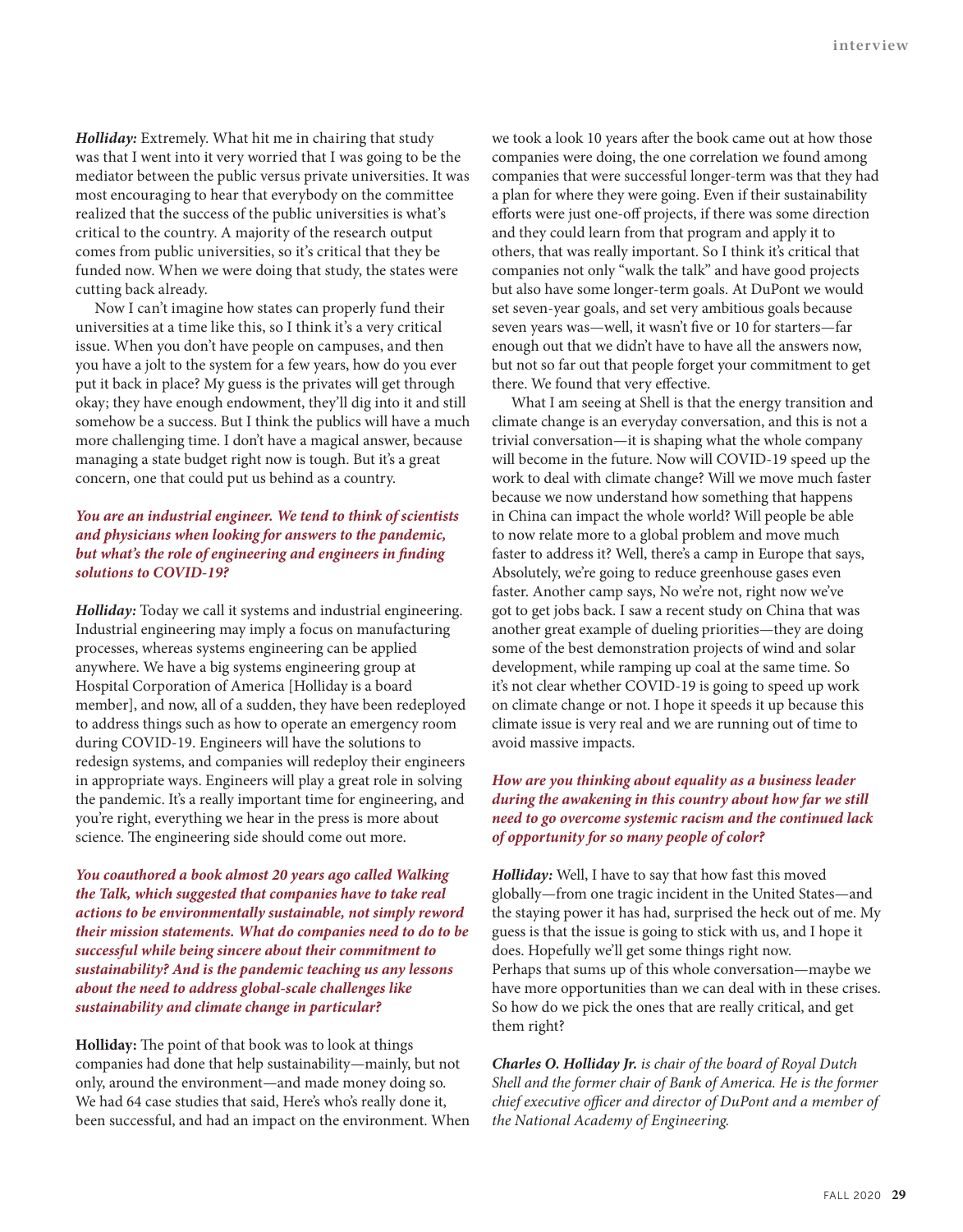***Holliday:*** Extremely. What hit me in chairing that study was that I went into it very worried that I was going to be the mediator between the public versus private universities. It was most encouraging to hear that everybody on the committee realized that the success of the public universities is what's critical to the country. A majority of the research output comes from public universities, so it's critical that they be funded now. When we were doing that study, the states were cutting back already.

Now I can't imagine how states can properly fund their universities at a time like this, so I think it's a very critical issue. When you don't have people on campuses, and then you have a jolt to the system for a few years, how do you ever put it back in place? My guess is the privates will get through okay; they have enough endowment, they'll dig into it and still somehow be a success. But I think the publics will have a much more challenging time. I don't have a magical answer, because managing a state budget right now is tough. But it's a great concern, one that could put us behind as a country.

***You are an industrial engineer. We tend to think of scientists and physicians when looking for answers to the pandemic, but what's the role of engineering and engineers in finding solutions to COVID-19?***

***Holliday:*** Today we call it systems and industrial engineering. Industrial engineering may imply a focus on manufacturing processes, whereas systems engineering can be applied anywhere. We have a big systems engineering group at Hospital Corporation of America [Holliday is a board member], and now, all of a sudden, they have been redeployed to address things such as how to operate an emergency room during COVID-19. Engineers will have the solutions to redesign systems, and companies will redeploy their engineers in appropriate ways. Engineers will play a great role in solving the pandemic. It's a really important time for engineering, and you're right, everything we hear in the press is more about science. The engineering side should come out more.

***You coauthored a book almost 20 years ago called Walking the Talk, which suggested that companies have to take real actions to be environmentally sustainable, not simply reword their mission statements. What do companies need to do to be successful while being sincere about their commitment to sustainability? And is the pandemic teaching us any lessons about the need to address global-scale challenges like sustainability and climate change in particular?***

**Holliday:** The point of that book was to look at things companies had done that help sustainability—mainly, but not only, around the environment—and made money doing so. We had 64 case studies that said, Here's who's really done it, been successful, and had an impact on the environment. When we took a look 10 years after the book came out at how those companies were doing, the one correlation we found among companies that were successful longer-term was that they had a plan for where they were going. Even if their sustainability efforts were just one-off projects, if there was some direction and they could learn from that program and apply it to others, that was really important. So I think it's critical that companies not only "walk the talk" and have good projects but also have some longer-term goals. At DuPont we would set seven-year goals, and set very ambitious goals because seven years was—well, it wasn't five or 10 for starters—far enough out that we didn't have to have all the answers now, but not so far out that people forget your commitment to get there. We found that very effective.

What I am seeing at Shell is that the energy transition and climate change is an everyday conversation, and this is not a trivial conversation—it is shaping what the whole company will become in the future. Now will COVID-19 speed up the work to deal with climate change? Will we move much faster because we now understand how something that happens in China can impact the whole world? Will people be able to now relate more to a global problem and move much faster to address it? Well, there's a camp in Europe that says, Absolutely, we're going to reduce greenhouse gases even faster. Another camp says, No we're not, right now we've got to get jobs back. I saw a recent study on China that was another great example of dueling priorities—they are doing some of the best demonstration projects of wind and solar development, while ramping up coal at the same time. So it's not clear whether COVID-19 is going to speed up work on climate change or not. I hope it speeds it up because this climate issue is very real and we are running out of time to avoid massive impacts.

***How are you thinking about equality as a business leader during the awakening in this country about how far we still need to go overcome systemic racism and the continued lack of opportunity for so many people of color?***

***Holliday:*** Well, I have to say that how fast this moved globally—from one tragic incident in the United States—and the staying power it has had, surprised the heck out of me. My guess is that the issue is going to stick with us, and I hope it does. Hopefully we'll get some things right now.
Perhaps that sums up of this whole conversation—maybe we have more opportunities than we can deal with in these crises. So how do we pick the ones that are really critical, and get them right?

***Charles O. Holliday Jr.*** *is chair of the board of Royal Dutch Shell and the former chair of Bank of America. He is the former chief executive officer and director of DuPont and a member of the National Academy of Engineering.*